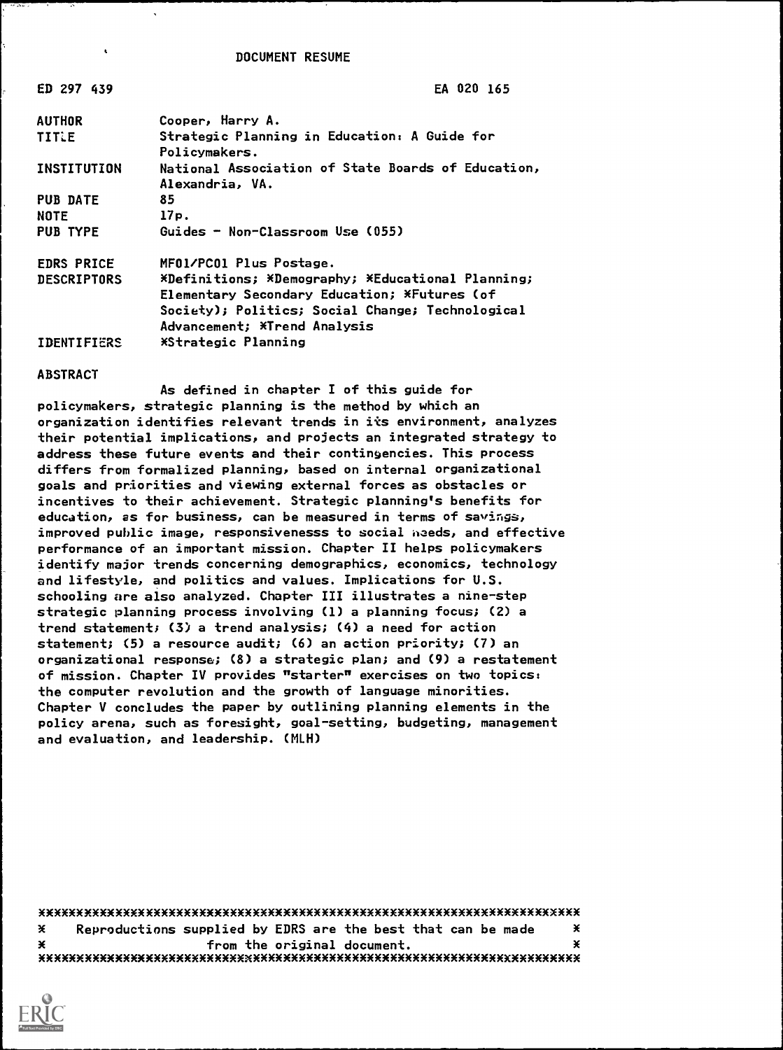# DOCUMENT RESUME

| | |
|---|---|
| ED 297 439 | EA 020 165 |
| AUTHOR | Cooper, Harry A. |
| TITLE | Strategic Planning in Education: A Guide for Policymakers. |
| INSTITUTION | National Association of State Boards of Education, Alexandria, VA. |
| PUB DATE | 85 |
| NOTE | 17p. |
| PUB TYPE | Guides - Non-Classroom Use (055) |
| EDRS PRICE | MF01/PC01 Plus Postage. |
| DESCRIPTORS | *Definitions; *Demography; *Educational Planning; Elementary Secondary Education; *Futures (of Society); Politics; Social Change; Technological Advancement; *Trend Analysis |
| IDENTIFIERS | *Strategic Planning |

## ABSTRACT

As defined in chapter I of this guide for policymakers, strategic planning is the method by which an organization identifies relevant trends in its environment, analyzes their potential implications, and projects an integrated strategy to address these future events and their contingencies. This process differs from formalized planning, based on internal organizational goals and priorities and viewing external forces as obstacles or incentives to their achievement. Strategic planning's benefits for education, as for business, can be measured in terms of savings, improved public image, responsivenesss to social needs, and effective performance of an important mission. Chapter II helps policymakers identify major trends concerning demographics, economics, technology and lifestyle, and politics and values. Implications for U.S. schooling are also analyzed. Chapter III illustrates a nine-step strategic planning process involving (1) a planning focus; (2) a trend statement; (3) a trend analysis; (4) a need for action statement; (5) a resource audit; (6) an action priority; (7) an organizational response; (8) a strategic plan; and (9) a restatement of mission. Chapter IV provides "starter" exercises on two topics: the computer revolution and the growth of language minorities. Chapter V concludes the paper by outlining planning elements in the policy arena, such as foresight, goal-setting, budgeting, management and evaluation, and leadership. (MLH)

***********************************************************************
* Reproductions supplied by EDRS are the best that can be made *
* from the original document. *
***********************************************************************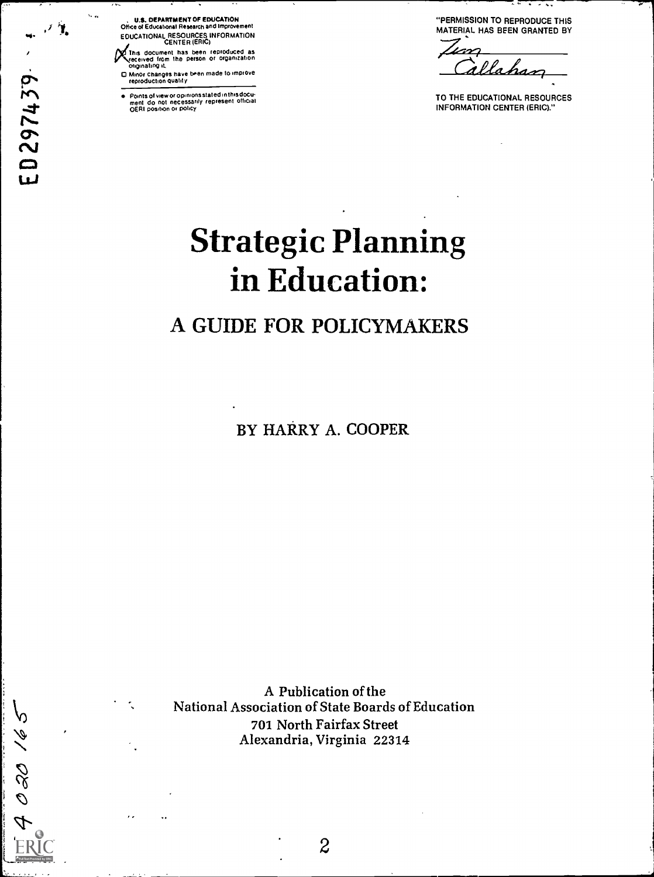U.S. DEPARTMENT OF EDUCATION
Office of Educational Research and Improvement
EDUCATIONAL RESOURCES INFORMATION CENTER (ERIC)

- This document has been reproduced as received from the person or organization originating it.
- Minor changes have been made to improve reproduction quality
- Points of view or opinions stated in this document do not necessarily represent official OERI position or policy

"PERMISSION TO REPRODUCE THIS MATERIAL HAS BEEN GRANTED BY

Jim Callahan

TO THE EDUCATIONAL RESOURCES INFORMATION CENTER (ERIC)."

ED297439

# Strategic Planning in Education:

## A GUIDE FOR POLICYMAKERS

BY HARRY A. COOPER

A Publication of the
National Association of State Boards of Education
701 North Fairfax Street
Alexandria, Virginia 22314

EA 020 165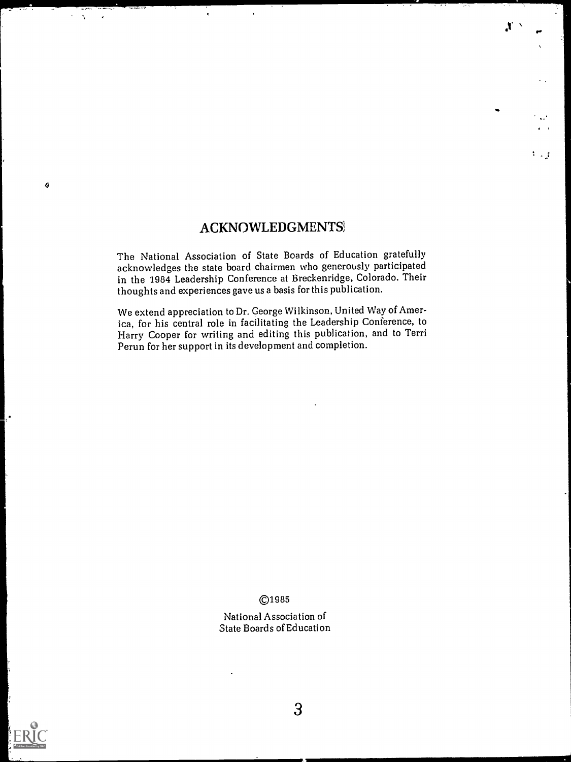## ACKNOWLEDGMENTS

The National Association of State Boards of Education gratefully acknowledges the state board chairmen who generously participated in the 1984 Leadership Conference at Breckenridge, Colorado. Their thoughts and experiences gave us a basis for this publication.

We extend appreciation to Dr. George Wilkinson, United Way of America, for his central role in facilitating the Leadership Conference, to Harry Cooper for writing and editing this publication, and to Terri Perun for her support in its development and completion.

©1985

National Association of
State Boards of Education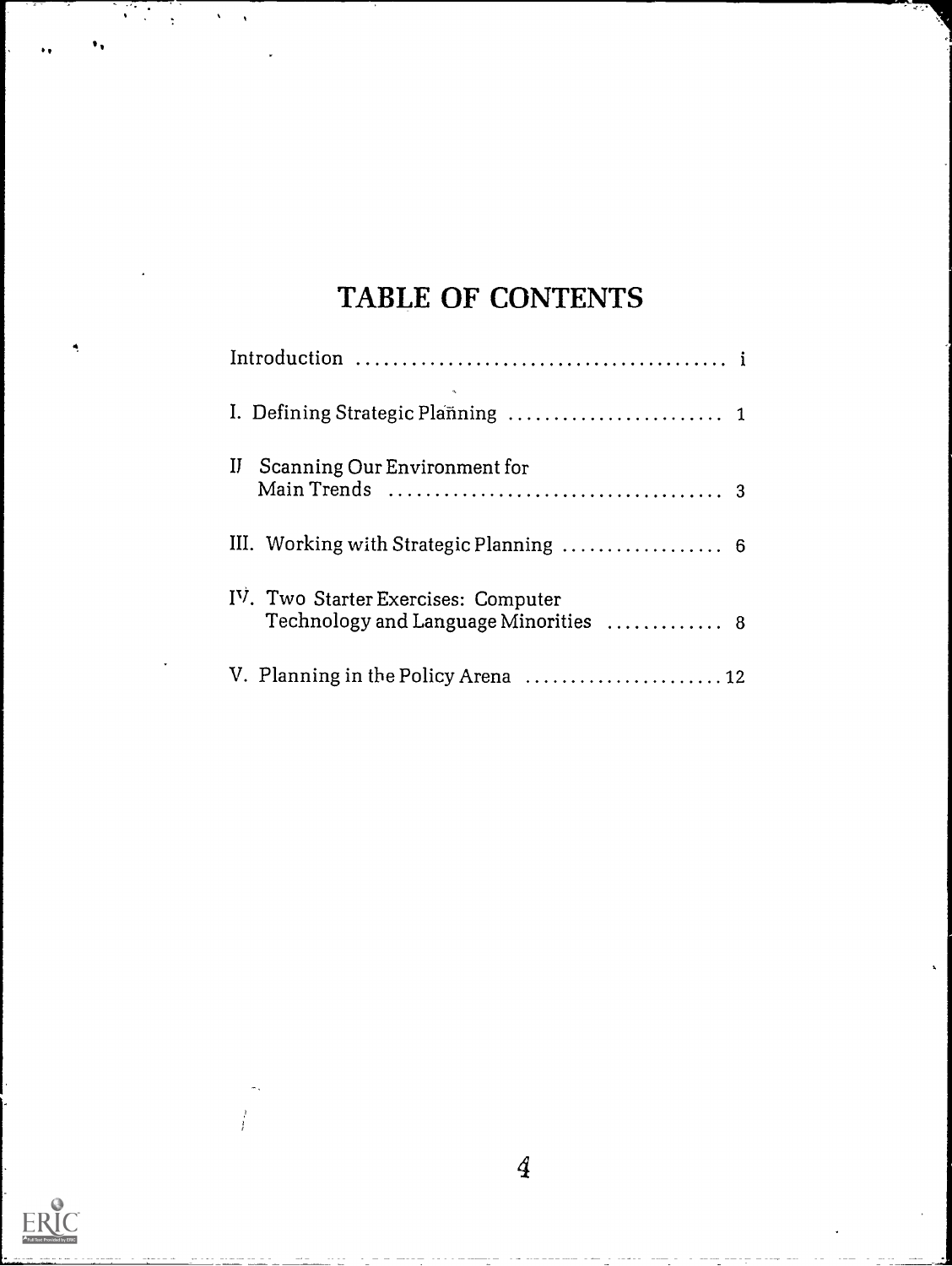# TABLE OF CONTENTS

Introduction ........................................ i

I. Defining Strategic Planning ........................ 1

II Scanning Our Environment for Main Trends ..................................... 3

III. Working with Strategic Planning ................. 6

IV. Two Starter Exercises: Computer Technology and Language Minorities ............ 8

V. Planning in the Policy Arena ......................12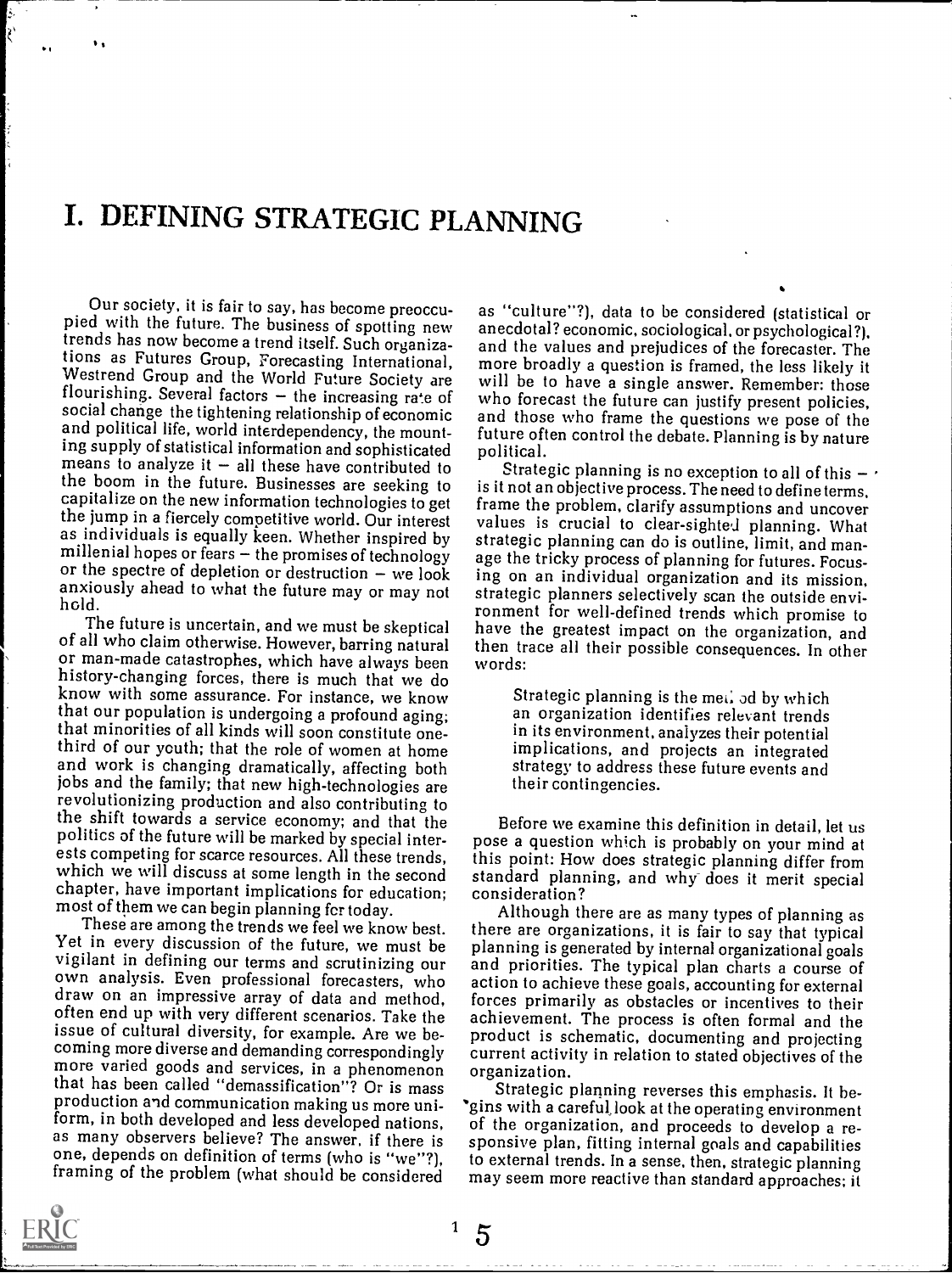# I. DEFINING STRATEGIC PLANNING

Our society, it is fair to say, has become preoccupied with the future. The business of spotting new trends has now become a trend itself. Such organizations as Futures Group, Forecasting International, Westrend Group and the World Future Society are flourishing. Several factors – the increasing rate of social change the tightening relationship of economic and political life, world interdependency, the mounting supply of statistical information and sophisticated means to analyze it – all these have contributed to the boom in the future. Businesses are seeking to capitalize on the new information technologies to get the jump in a fiercely competitive world. Our interest as individuals is equally keen. Whether inspired by millenial hopes or fears – the promises of technology or the spectre of depletion or destruction – we look anxiously ahead to what the future may or may not hold.

The future is uncertain, and we must be skeptical of all who claim otherwise. However, barring natural or man-made catastrophes, which have always been history-changing forces, there is much that we do know with some assurance. For instance, we know that our population is undergoing a profound aging; that minorities of all kinds will soon constitute one-third of our youth; that the role of women at home and work is changing dramatically, affecting both jobs and the family; that new high-technologies are revolutionizing production and also contributing to the shift towards a service economy; and that the politics of the future will be marked by special interests competing for scarce resources. All these trends, which we will discuss at some length in the second chapter, have important implications for education; most of them we can begin planning for today.

These are among the trends we feel we know best. Yet in every discussion of the future, we must be vigilant in defining our terms and scrutinizing our own analysis. Even professional forecasters, who draw on an impressive array of data and method, often end up with very different scenarios. Take the issue of cultural diversity, for example. Are we becoming more diverse and demanding correspondingly more varied goods and services, in a phenomenon that has been called "demassification"? Or is mass production and communication making us more uniform, in both developed and less developed nations, as many observers believe? The answer, if there is one, depends on definition of terms (who is "we"?), framing of the problem (what should be considered as "culture"?), data to be considered (statistical or anecdotal? economic, sociological, or psychological?), and the values and prejudices of the forecaster. The more broadly a question is framed, the less likely it will be to have a single answer. Remember: those who forecast the future can justify present policies, and those who frame the questions we pose of the future often control the debate. Planning is by nature political.

Strategic planning is no exception to all of this – is it not an objective process. The need to define terms, frame the problem, clarify assumptions and uncover values is crucial to clear-sighted planning. What strategic planning can do is outline, limit, and manage the tricky process of planning for futures. Focusing on an individual organization and its mission, strategic planners selectively scan the outside environment for well-defined trends which promise to have the greatest impact on the organization, and then trace all their possible consequences. In other words:

> Strategic planning is the method by which an organization identifies relevant trends in its environment, analyzes their potential implications, and projects an integrated strategy to address these future events and their contingencies.

Before we examine this definition in detail, let us pose a question which is probably on your mind at this point: How does strategic planning differ from standard planning, and why does it merit special consideration?

Although there are as many types of planning as there are organizations, it is fair to say that typical planning is generated by internal organizational goals and priorities. The typical plan charts a course of action to achieve these goals, accounting for external forces primarily as obstacles or incentives to their achievement. The process is often formal and the product is schematic, documenting and projecting current activity in relation to stated objectives of the organization.

Strategic planning reverses this emphasis. It begins with a careful look at the operating environment of the organization, and proceeds to develop a responsive plan, fitting internal goals and capabilities to external trends. In a sense, then, strategic planning may seem more reactive than standard approaches; it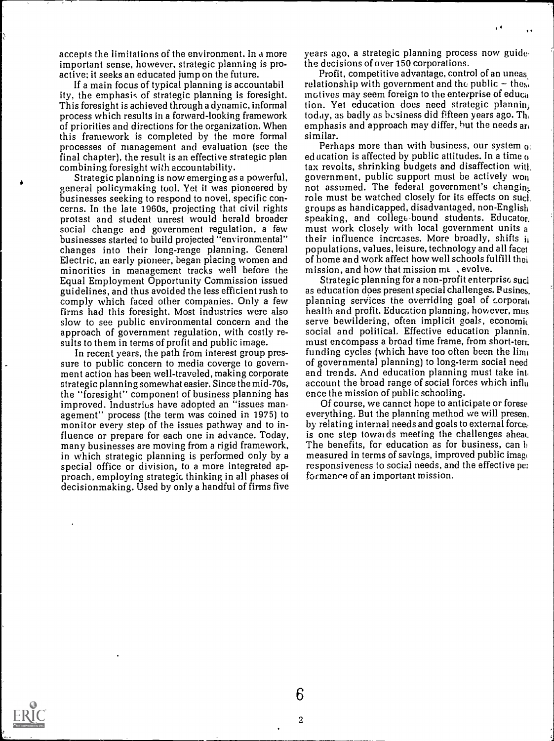accepts the limitations of the environment. In a more important sense, however, strategic planning is proactive: it seeks an educated jump on the future.

If a main focus of typical planning is accountability, the emphasis of strategic planning is foresight. This foresight is achieved through a dynamic, informal process which results in a forward-looking framework of priorities and directions for the organization. When this framework is completed by the more formal processes of management and evaluation (see the final chapter), the result is an effective strategic plan combining foresight with accountability.

Strategic planning is now emerging as a powerful, general policymaking tool. Yet it was pioneered by businesses seeking to respond to novel, specific concerns. In the late 1960s, projecting that civil rights protest and student unrest would herald broader social change and government regulation, a few businesses started to build projected "environmental" changes into their long-range planning. General Electric, an early pioneer, began placing women and minorities in management tracks well before the Equal Employment Opportunity Commission issued guidelines, and thus avoided the less efficient rush to comply which faced other companies. Only a few firms had this foresight. Most industries were also slow to see public environmental concern and the approach of government regulation, with costly results to them in terms of profit and public image.

In recent years, the path from interest group pressure to public concern to media coverge to government action has been well-traveled, making corporate strategic planning somewhat easier. Since the mid-70s, the "foresight" component of business planning has improved. Industries have adopted an "issues management" process (the term was coined in 1975) to monitor every step of the issues pathway and to influence or prepare for each one in advance. Today, many businesses are moving from a rigid framework, in which strategic planning is performed only by a special office or division, to a more integrated approach, employing strategic thinking in all phases of decisionmaking. Used by only a handful of firms five years ago, a strategic planning process now guides the decisions of over 150 corporations.

Profit, competitive advantage, control of an uneasy relationship with government and the public – these motives may seem foreign to the enterprise of education. Yet education does need strategic planning today, as badly as business did fifteen years ago. The emphasis and approach may differ, but the needs are similar.

Perhaps more than with business, our system of education is affected by public attitudes. In a time of tax revolts, shrinking budgets and disaffection with government, public support must be actively won not assumed. The federal government's changing role must be watched closely for its effects on such groups as handicapped, disadvantaged, non-English speaking, and college-bound students. Educators must work closely with local government units as their influence increases. More broadly, shifts in populations, values, leisure, technology and all facets of home and work affect how well schools fulfill their mission, and how that mission must evolve.

Strategic planning for a non-profit enterprise such as education does present special challenges. Business planning services the overriding goal of corporate health and profit. Education planning, however, must serve bewildering, often implicit goals, economic, social and political. Effective education planning must encompass a broad time frame, from short-term funding cycles (which have too often been the limit of governmental planning) to long-term social needs and trends. And education planning must take into account the broad range of social forces which influence the mission of public schooling.

Of course, we cannot hope to anticipate or foresee everything. But the planning method we will present, by relating internal needs and goals to external forces, is one step towards meeting the challenges ahead. The benefits, for education as for business, can be measured in terms of savings, improved public image, responsiveness to social needs, and the effective performance of an important mission.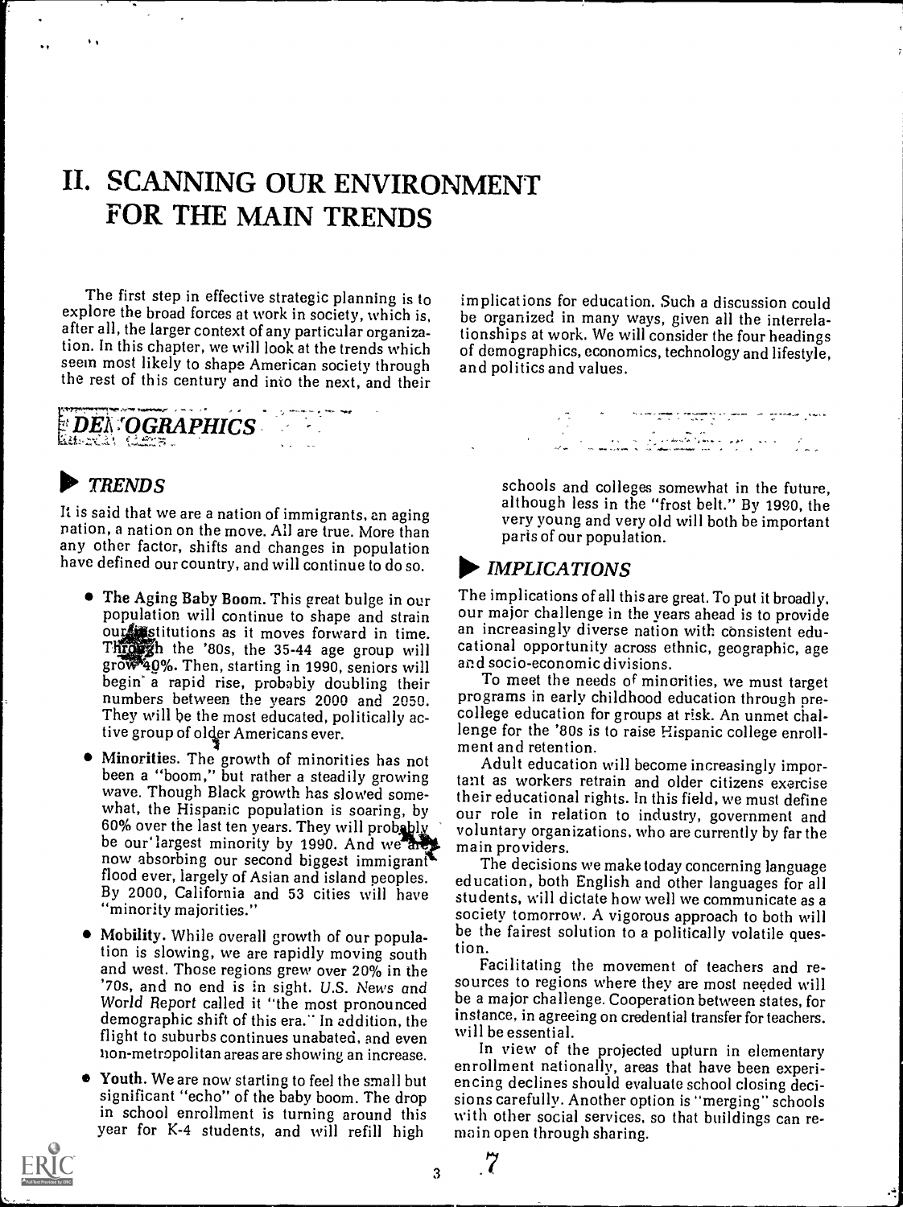# II. SCANNING OUR ENVIRONMENT FOR THE MAIN TRENDS

The first step in effective strategic planning is to explore the broad forces at work in society, which is, after all, the larger context of any particular organization. In this chapter, we will look at the trends which seem most likely to shape American society through the rest of this century and into the next, and their implications for education. Such a discussion could be organized in many ways, given all the interrelationships at work. We will consider the four headings of demographics, economics, technology and lifestyle, and politics and values.

## DEMOGRAPHICS

### TRENDS

It is said that we are a nation of immigrants, an aging nation, a nation on the move. All are true. More than any other factor, shifts and changes in population have defined our country, and will continue to do so.

- **The Aging Baby Boom.** This great bulge in our population will continue to shape and strain our institutions as it moves forward in time. Through the '80s, the 35-44 age group will grow 40%. Then, starting in 1990, seniors will begin a rapid rise, probably doubling their numbers between the years 2000 and 2050. They will be the most educated, politically active group of older Americans ever.
- **Minorities.** The growth of minorities has not been a "boom," but rather a steadily growing wave. Though Black growth has slowed somewhat, the Hispanic population is soaring, by 60% over the last ten years. They will probably be our largest minority by 1990. And we are now absorbing our second biggest immigrant flood ever, largely of Asian and island peoples. By 2000, California and 53 cities will have "minority majorities."
- **Mobility.** While overall growth of our population is slowing, we are rapidly moving south and west. Those regions grew over 20% in the '70s, and no end is in sight. *U.S. News and World Report* called it "the most pronounced demographic shift of this era." In addition, the flight to suburbs continues unabated, and even non-metropolitan areas are showing an increase.
- **Youth.** We are now starting to feel the small but significant "echo" of the baby boom. The drop in school enrollment is turning around this year for K-4 students, and will refill high schools and colleges somewhat in the future, although less in the "frost belt." By 1990, the very young and very old will both be important parts of our population.

### IMPLICATIONS

The implications of all this are great. To put it broadly, our major challenge in the years ahead is to provide an increasingly diverse nation with consistent educational opportunity across ethnic, geographic, age and socio-economic divisions.

To meet the needs of minorities, we must target programs in early childhood education through pre-college education for groups at risk. An unmet challenge for the '80s is to raise Hispanic college enrollment and retention.

Adult education will become increasingly important as workers retrain and older citizens exercise their educational rights. In this field, we must define our role in relation to industry, government and voluntary organizations, who are currently by far the main providers.

The decisions we make today concerning language education, both English and other languages for all students, will dictate how well we communicate as a society tomorrow. A vigorous approach to both will be the fairest solution to a politically volatile question.

Facilitating the movement of teachers and resources to regions where they are most needed will be a major challenge. Cooperation between states, for instance, in agreeing on credential transfer for teachers, will be essential.

In view of the projected upturn in elementary enrollment nationally, areas that have been experiencing declines should evaluate school closing decisions carefully. Another option is "merging" schools with other social services, so that buildings can remain open through sharing.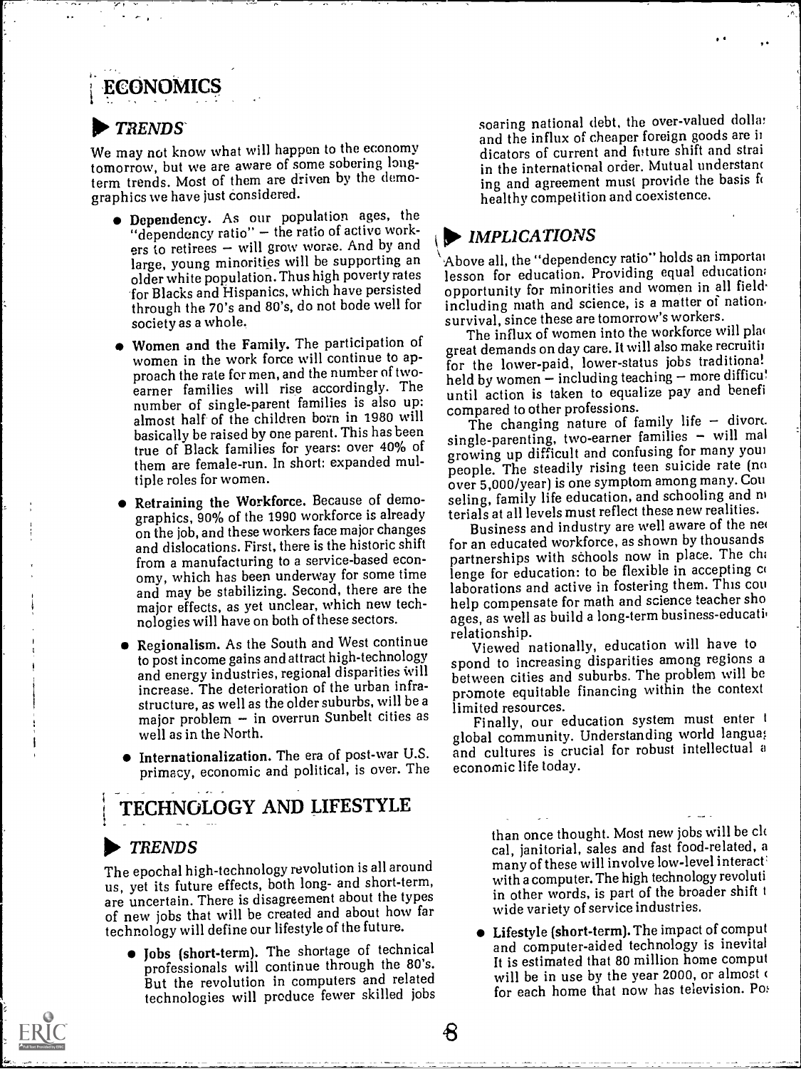# ECONOMICS

## TRENDS

We may not know what will happen to the economy tomorrow, but we are aware of some sobering long-term trends. Most of them are driven by the demographics we have just considered.

- **Dependency.** As our population ages, the "dependency ratio" – the ratio of active workers to retirees – will grow worse. And by and large, young minorities will be supporting an older white population. Thus high poverty rates for Blacks and Hispanics, which have persisted through the 70's and 80's, do not bode well for society as a whole.
- **Women and the Family.** The participation of women in the work force will continue to approach the rate for men, and the number of two-earner families will rise accordingly. The number of single-parent families is also up: almost half of the children born in 1980 will basically be raised by one parent. This has been true of Black families for years: over 40% of them are female-run. In short: expanded multiple roles for women.
- **Retraining the Workforce.** Because of demographics, 90% of the 1990 workforce is already on the job, and these workers face major changes and dislocations. First, there is the historic shift from a manufacturing to a service-based economy, which has been underway for some time and may be stabilizing. Second, there are the major effects, as yet unclear, which new technologies will have on both of these sectors.
- **Regionalism.** As the South and West continue to post income gains and attract high-technology and energy industries, regional disparities will increase. The deterioration of the urban infrastructure, as well as the older suburbs, will be a major problem – in overrun Sunbelt cities as well as in the North.
- **Internationalization.** The era of post-war U.S. primacy, economic and political, is over. The soaring national debt, the over-valued dollar and the influx of cheaper foreign goods are indicators of current and future shift and strain in the international order. Mutual understanding and agreement must provide the basis for healthy competition and coexistence.

## IMPLICATIONS

Above all, the "dependency ratio" holds an important lesson for education. Providing equal educational opportunity for minorities and women in all fields, including math and science, is a matter of national survival, since these are tomorrow's workers.

The influx of women into the workforce will place great demands on day care. It will also make recruiting for the lower-paid, lower-status jobs traditionally held by women – including teaching – more difficult until action is taken to equalize pay and benefits compared to other professions.

The changing nature of family life – divorce, single-parenting, two-earner families – will make growing up difficult and confusing for many young people. The steadily rising teen suicide rate (now over 5,000/year) is one symptom among many. Counseling, family life education, and schooling and materials at all levels must reflect these new realities.

Business and industry are well aware of the need for an educated workforce, as shown by thousands of partnerships with schools now in place. The challenge for education: to be flexible in accepting collaborations and active in fostering them. This could help compensate for math and science teacher shortages, as well as build a long-term business-education relationship.

Viewed nationally, education will have to respond to increasing disparities among regions and between cities and suburbs. The problem will be to promote equitable financing within the context of limited resources.

Finally, our education system must enter the global community. Understanding world languages and cultures is crucial for robust intellectual and economic life today.

# TECHNOLOGY AND LIFESTYLE

## TRENDS

The epochal high-technology revolution is all around us, yet its future effects, both long- and short-term, are uncertain. There is disagreement about the types of new jobs that will be created and about how far technology will define our lifestyle of the future.

- **Jobs (short-term).** The shortage of technical professionals will continue through the 80's. But the revolution in computers and related technologies will produce fewer skilled jobs than once thought. Most new jobs will be clerical, janitorial, sales and fast food-related, and many of these will involve low-level interaction with a computer. The high technology revolution, in other words, is part of the broader shift to a wide variety of service industries.
- **Lifestyle (short-term).** The impact of computers and computer-aided technology is inevitable. It is estimated that 80 million home computers will be in use by the year 2000, or almost one for each home that now has television. Pos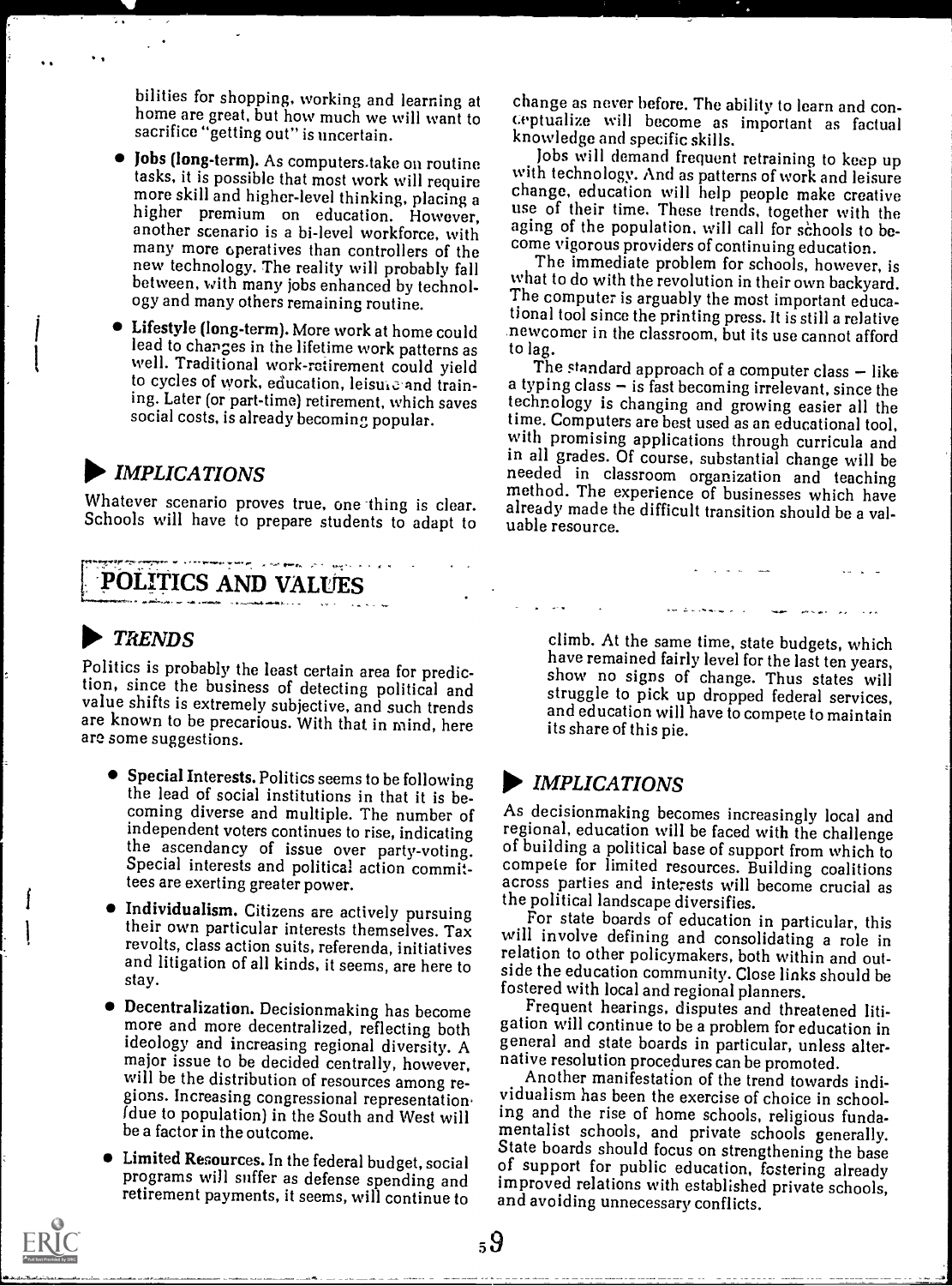bilities for shopping, working and learning at home are great, but how much we will want to sacrifice "getting out" is uncertain.

- **Jobs (long-term).** As computers take on routine tasks, it is possible that most work will require more skill and higher-level thinking, placing a higher premium on education. However, another scenario is a bi-level workforce, with many more operatives than controllers of the new technology. The reality will probably fall between, with many jobs enhanced by technology and many others remaining routine.
- **Lifestyle (long-term).** More work at home could lead to changes in the lifetime work patterns as well. Traditional work-retirement could yield to cycles of work, education, leisure and training. Later (or part-time) retirement, which saves social costs, is already becoming popular.

### ▶ *IMPLICATIONS*

Whatever scenario proves true, one thing is clear. Schools will have to prepare students to adapt to change as never before. The ability to learn and conceptualize will become as important as factual knowledge and specific skills.

Jobs will demand frequent retraining to keep up with technology. And as patterns of work and leisure change, education will help people make creative use of their time. These trends, together with the aging of the population, will call for schools to become vigorous providers of continuing education.

The immediate problem for schools, however, is what to do with the revolution in their own backyard. The computer is arguably the most important educational tool since the printing press. It is still a relative newcomer in the classroom, but its use cannot afford to lag.

The standard approach of a computer class — like a typing class — is fast becoming irrelevant, since the technology is changing and growing easier all the time. Computers are best used as an educational tool, with promising applications through curricula and in all grades. Of course, substantial change will be needed in classroom organization and teaching method. The experience of businesses which have already made the difficult transition should be a valuable resource.

## POLITICS AND VALUES

### ▶ *TRENDS*

Politics is probably the least certain area for prediction, since the business of detecting political and value shifts is extremely subjective, and such trends are known to be precarious. With that in mind, here are some suggestions.

- **Special Interests.** Politics seems to be following the lead of social institutions in that it is becoming diverse and multiple. The number of independent voters continues to rise, indicating the ascendancy of issue over party-voting. Special interests and political action committees are exerting greater power.
- **Individualism.** Citizens are actively pursuing their own particular interests themselves. Tax revolts, class action suits, referenda, initiatives and litigation of all kinds, it seems, are here to stay.
- **Decentralization.** Decisionmaking has become more and more decentralized, reflecting both ideology and increasing regional diversity. A major issue to be decided centrally, however, will be the distribution of resources among regions. Increasing congressional representation (due to population) in the South and West will be a factor in the outcome.
- **Limited Resources.** In the federal budget, social programs will suffer as defense spending and retirement payments, it seems, will continue to climb. At the same time, state budgets, which have remained fairly level for the last ten years, show no signs of change. Thus states will struggle to pick up dropped federal services, and education will have to compete to maintain its share of this pie.

### ▶ *IMPLICATIONS*

As decisionmaking becomes increasingly local and regional, education will be faced with the challenge of building a political base of support from which to compete for limited resources. Building coalitions across parties and interests will become crucial as the political landscape diversifies.

For state boards of education in particular, this will involve defining and consolidating a role in relation to other policymakers, both within and outside the education community. Close links should be fostered with local and regional planners.

Frequent hearings, disputes and threatened litigation will continue to be a problem for education in general and state boards in particular, unless alternative resolution procedures can be promoted.

Another manifestation of the trend towards individualism has been the exercise of choice in schooling and the rise of home schools, religious fundamentalist schools, and private schools generally. State boards should focus on strengthening the base of support for public education, fostering already improved relations with established private schools, and avoiding unnecessary conflicts.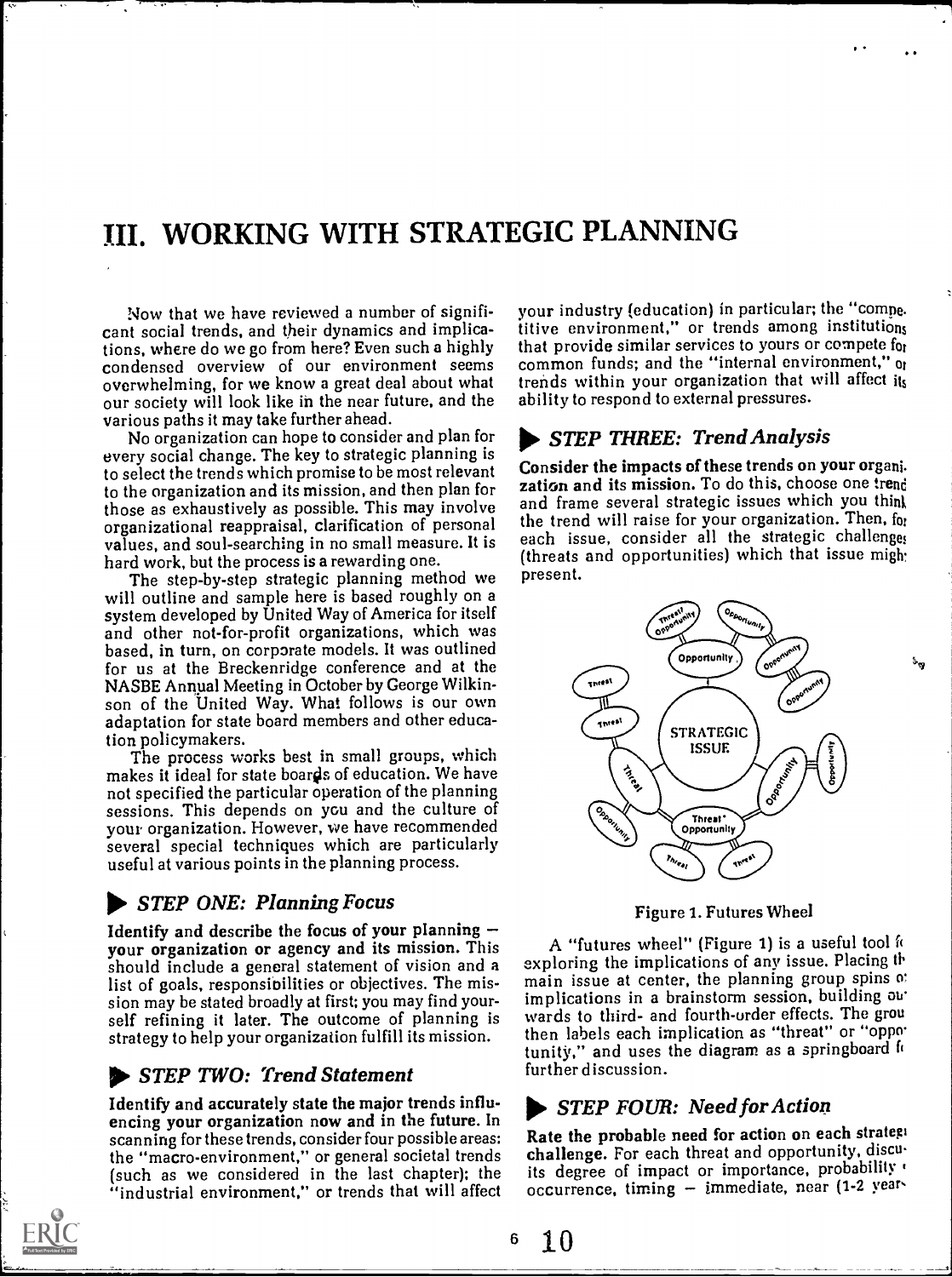# III. WORKING WITH STRATEGIC PLANNING

Now that we have reviewed a number of significant social trends, and their dynamics and implications, where do we go from here? Even such a highly condensed overview of our environment seems overwhelming, for we know a great deal about what our society will look like in the near future, and the various paths it may take further ahead.

No organization can hope to consider and plan for every social change. The key to strategic planning is to select the trends which promise to be most relevant to the organization and its mission, and then plan for those as exhaustively as possible. This may involve organizational reappraisal, clarification of personal values, and soul-searching in no small measure. It is hard work, but the process is a rewarding one.

The step-by-step strategic planning method we will outline and sample here is based roughly on a system developed by United Way of America for itself and other not-for-profit organizations, which was based, in turn, on corporate models. It was outlined for us at the Breckenridge conference and at the NASBE Annual Meeting in October by George Wilkinson of the United Way. What follows is our own adaptation for state board members and other education policymakers.

The process works best in small groups, which makes it ideal for state boards of education. We have not specified the particular operation of the planning sessions. This depends on you and the culture of your organization. However, we have recommended several special techniques which are particularly useful at various points in the planning process.

## STEP ONE: *Planning Focus*

**Identify and describe the focus of your planning — your organization or agency and its mission.** This should include a general statement of vision and a list of goals, responsibilities or objectives. The mission may be stated broadly at first; you may find yourself refining it later. The outcome of planning is strategy to help your organization fulfill its mission.

## STEP TWO: *Trend Statement*

**Identify and accurately state the major trends influencing your organization now and in the future.** In scanning for these trends, consider four possible areas: the "macro-environment," or general societal trends (such as we considered in the last chapter); the "industrial environment," or trends that will affect your industry (education) in particular; the "competitive environment," or trends among institutions that provide similar services to yours or compete for common funds; and the "internal environment," or trends within your organization that will affect its ability to respond to external pressures.

## STEP THREE: *Trend Analysis*

**Consider the impacts of these trends on your organization and its mission.** To do this, choose one trend and frame several strategic issues which you think the trend will raise for your organization. Then, for each issue, consider all the strategic challenges (threats and opportunities) which that issue might present.

Figure 1. Futures Wheel

A "futures wheel" (Figure 1) is a useful tool for exploring the implications of any issue. Placing the main issue at center, the planning group spins off implications in a brainstorm session, building outwards to third- and fourth-order effects. The group then labels each implication as "threat" or "opportunity," and uses the diagram as a springboard for further discussion.

## STEP FOUR: *Need for Action*

**Rate the probable need for action on each strategic challenge.** For each threat and opportunity, discuss its degree of impact or importance, probability of occurrence, timing — immediate, near (1-2 years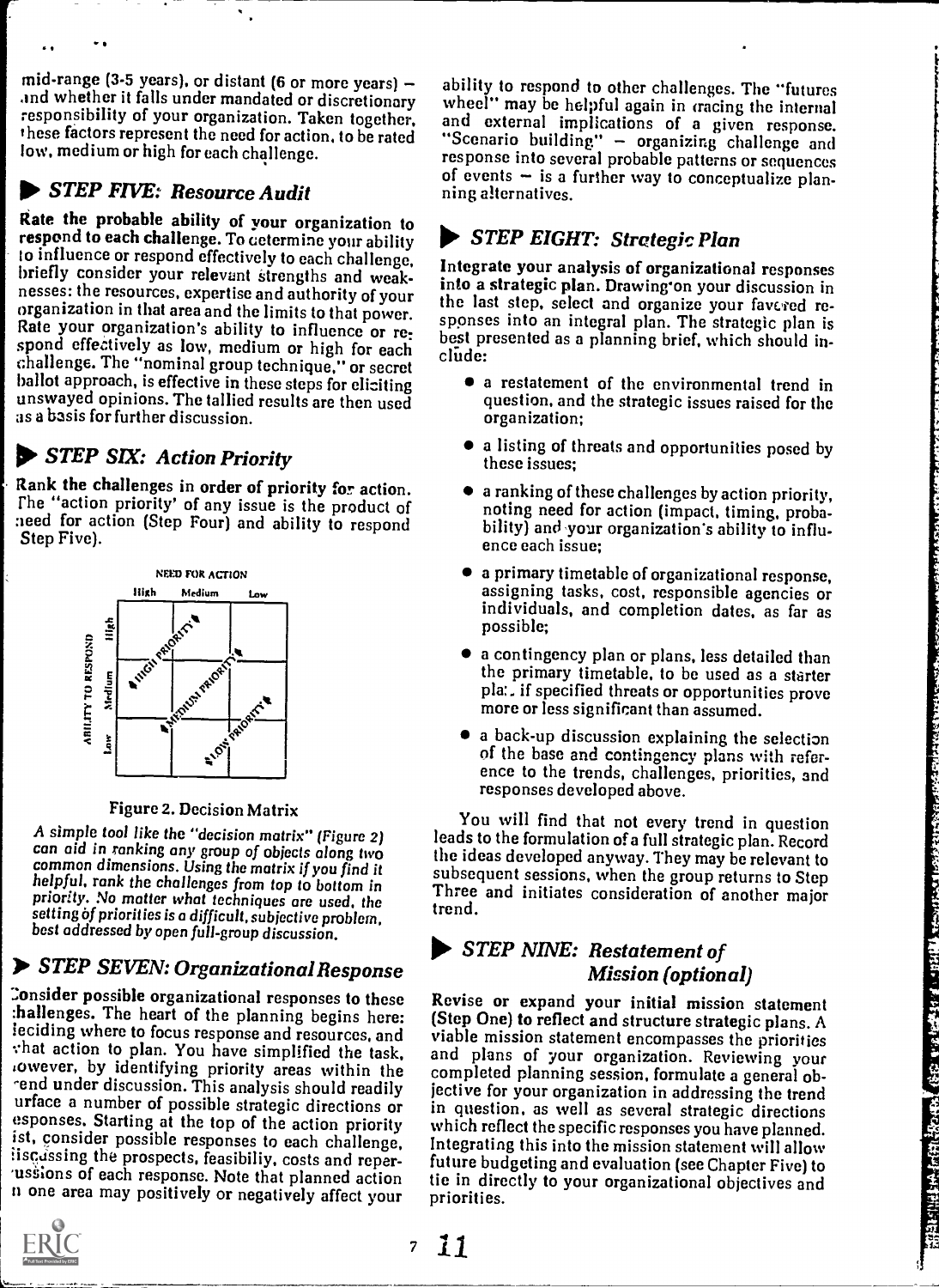mid-range (3-5 years), or distant (6 or more years) — and whether it falls under mandated or discretionary responsibility of your organization. Taken together, these factors represent the need for action, to be rated low, medium or high for each challenge.

## STEP FIVE: *Resource Audit*

**Rate the probable ability of your organization to respond to each challenge.** To determine your ability to influence or respond effectively to each challenge, briefly consider your relevant strengths and weaknesses: the resources, expertise and authority of your organization in that area and the limits to that power. Rate your organization's ability to influence or respond effectively as low, medium or high for each challenge. The "nominal group technique," or secret ballot approach, is effective in these steps for eliciting unswayed opinions. The tallied results are then used as a basis for further discussion.

## STEP SIX: *Action Priority*

**Rank the challenges in order of priority for action.** The "action priority' of any issue is the product of need for action (Step Four) and ability to respond (Step Five).

| ABILITY TO RESPOND \ NEED FOR ACTION | High | Medium | Low |
|---|---|---|---|
| High | HIGH PRIORITY | | |
| Medium | | MEDIUM PRIORITY | |
| Low | | | LOW PRIORITY |

Figure 2. Decision Matrix

*A simple tool like the "decision matrix" (Figure 2) can aid in ranking any group of objects along two common dimensions. Using the matrix if you find it helpful, rank the challenges from top to bottom in priority. No matter what techniques are used, the setting of priorities is a difficult, subjective problem, best addressed by open full-group discussion.*

## STEP SEVEN: *Organizational Response*

**Consider possible organizational responses to these challenges.** The heart of the planning begins here: deciding where to focus response and resources, and what action to plan. You have simplified the task, however, by identifying priority areas within the trend under discussion. This analysis should readily surface a number of possible strategic directions or responses. Starting at the top of the action priority list, consider possible responses to each challenge, discussing the prospects, feasibiliy, costs and repercussions of each response. Note that planned action in one area may positively or negatively affect your ability to respond to other challenges. The "futures wheel" may be helpful again in tracing the internal and external implications of a given response. "Scenario building" — organizing challenge and response into several probable patterns or sequences of events — is a further way to conceptualize planning alternatives.

## STEP EIGHT: *Strategic Plan*

**Integrate your analysis of organizational responses into a strategic plan.** Drawing on your discussion in the last step, select and organize your favored responses into an integral plan. The strategic plan is best presented as a planning brief, which should include:

- a restatement of the environmental trend in question, and the strategic issues raised for the organization;
- a listing of threats and opportunities posed by these issues;
- a ranking of these challenges by action priority, noting need for action (impact, timing, probability) and your organization's ability to influence each issue;
- a primary timetable of organizational response, assigning tasks, cost, responsible agencies or individuals, and completion dates, as far as possible;
- a contingency plan or plans, less detailed than the primary timetable, to be used as a starter plan if specified threats or opportunities prove more or less significant than assumed.
- a back-up discussion explaining the selection of the base and contingency plans with reference to the trends, challenges, priorities, and responses developed above.

You will find that not every trend in question leads to the formulation of a full strategic plan. Record the ideas developed anyway. They may be relevant to subsequent sessions, when the group returns to Step Three and initiates consideration of another major trend.

## STEP NINE: *Restatement of Mission (optional)*

**Revise or expand your initial mission statement (Step One) to reflect and structure strategic plans.** A viable mission statement encompasses the priorities and plans of your organization. Reviewing your completed planning session, formulate a general objective for your organization in addressing the trend in question, as well as several strategic directions which reflect the specific responses you have planned. Integrating this into the mission statement will allow future budgeting and evaluation (see Chapter Five) to tie in directly to your organizational objectives and priorities.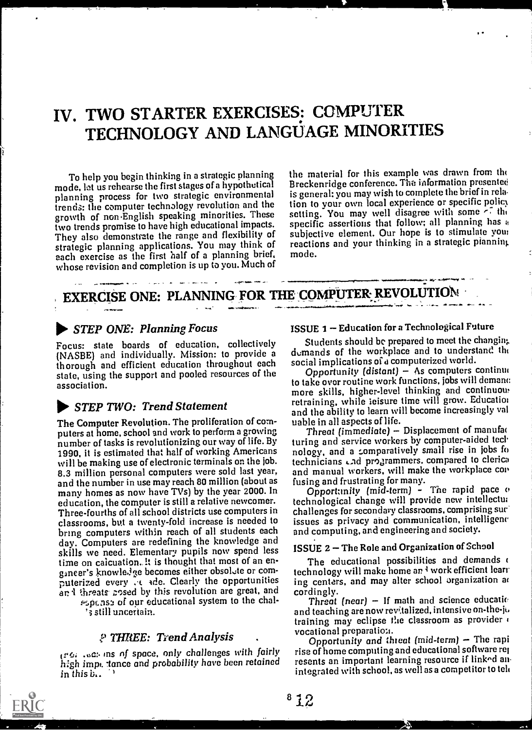# IV. TWO STARTER EXERCISES: COMPUTER TECHNOLOGY AND LANGUAGE MINORITIES

To help you begin thinking in a strategic planning mode, let us rehearse the first stages of a hypothetical planning process for two strategic environmental trends: the computer technology revolution and the growth of non-English speaking minorities. These two trends promise to have high educational impacts. They also demonstrate the range and flexibility of strategic planning applications. You may think of each exercise as the first half of a planning brief, whose revision and completion is up to you. Much of the material for this example was drawn from the Breckenridge conference. The information presented is general: you may wish to complete the brief in relation to your own local experience or specific policy setting. You may well disagree with some of the specific assertions that follow; all planning has a subjective element. Our hope is to stimulate your reactions and your thinking in a strategic planning mode.

## EXERCISE ONE: PLANNING FOR THE COMPUTER REVOLUTION

### ▶ STEP ONE: Planning Focus

Focus: state boards of education, collectively (NASBE) and individually. Mission: to provide a thorough and efficient education throughout each state, using the support and pooled resources of the association.

### ▶ STEP TWO: Trend Statement

The Computer Revolution. The proliferation of computers at home, school and work to perform a growing number of tasks is revolutionizing our way of life. By 1990, it is estimated that half of working Americans will be making use of electronic terminals on the job. 8.3 million personal computers were sold last year, and the number in use may reach 80 million (about as many homes as now have TVs) by the year 2000. In education, the computer is still a relative newcomer. Three-fourths of all school districts use computers in classrooms, but a twenty-fold increase is needed to bring computers within reach of all students each day. Computers are redefining the knowledge and skills we need. Elementary pupils now spend less time on calculation. It is thought that most of an engineer's knowledge becomes either obsolete or computerized every decade. Clearly the opportunities and threats posed by this revolution are great, and responses of our educational system to the challenges still uncertain.

### STEP THREE: Trend Analysis

*(For reasons of space, only challenges with fairly high importance and probability have been retained in this brief.)*

#### ISSUE 1 — Education for a Technological Future

Students should be prepared to meet the changing demands of the workplace and to understand the social implications of a computerized world.

*Opportunity (distant)* — As computers continue to take over routine work functions, jobs will demand more skills, higher-level thinking and continuous retraining, while leisure time will grow. Education and the ability to learn will become increasingly valuable in all aspects of life.

*Threat (immediate)* — Displacement of manufacturing and service workers by computer-aided technology, and a comparatively small rise in jobs for technicians and programmers, compared to clerical and manual workers, will make the workplace confusing and frustrating for many.

*Opportunity (mid-term)* — The rapid pace of technological change will provide new intellectual challenges for secondary classrooms, comprising such issues as privacy and communication, intelligence and computing, and engineering and society.

#### ISSUE 2 — The Role and Organization of School

The educational possibilities and demands of technology will make home and work efficient learning centers, and may alter school organization accordingly.

*Threat (near)* — If math and science education and teaching are now revitalized, intensive on-the-job training may eclipse the classroom as provider of vocational preparation.

*Opportunity and threat (mid-term)* — The rapid rise of home computing and educational software represents an important learning resource if linked and integrated with school, as well as a competitor to tele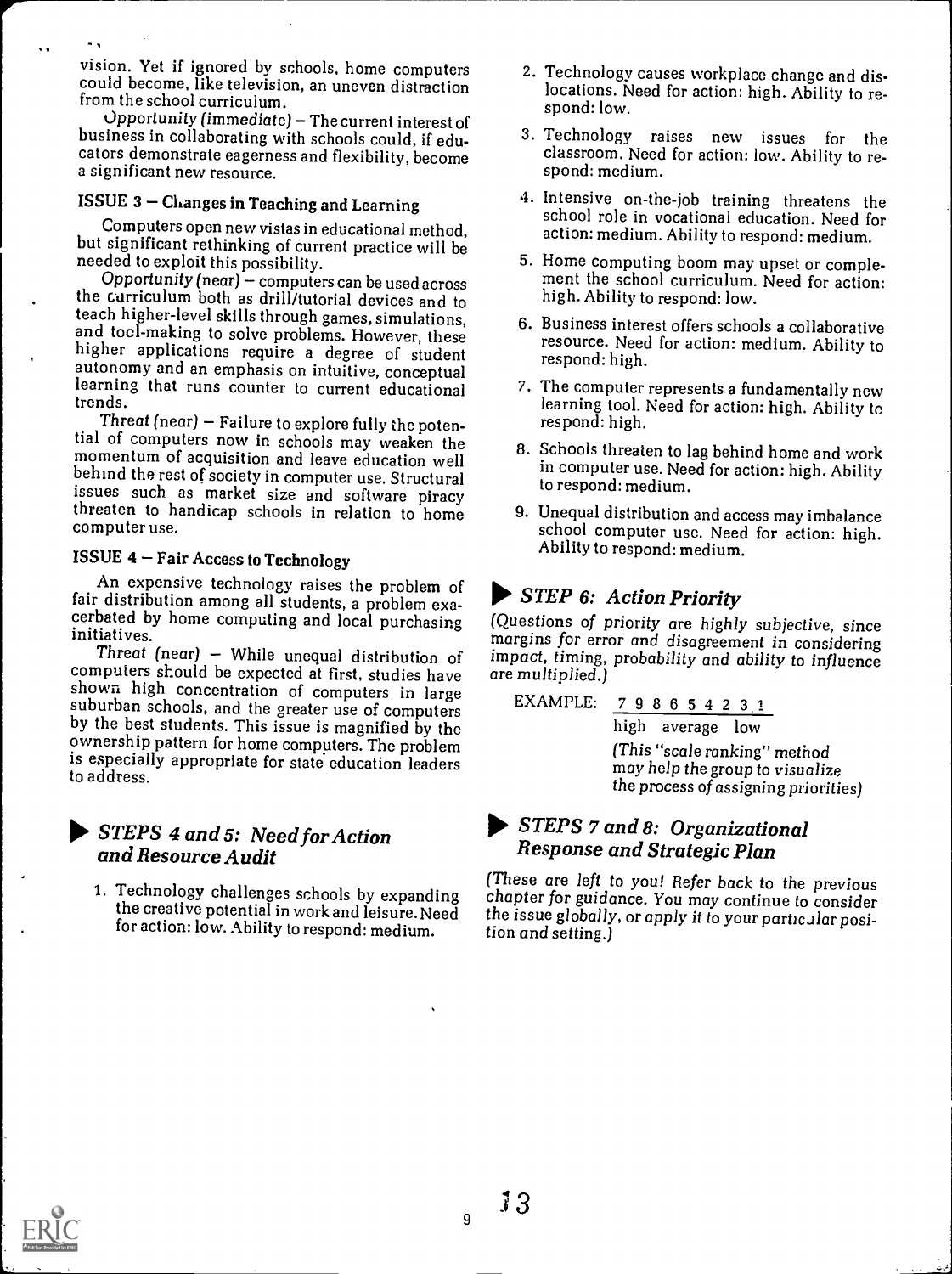vision. Yet if ignored by schools, home computers could become, like television, an uneven distraction from the school curriculum.

*Opportunity (immediate)* – The current interest of business in collaborating with schools could, if educators demonstrate eagerness and flexibility, become a significant new resource.

### ISSUE 3 – Changes in Teaching and Learning

Computers open new vistas in educational method, but significant rethinking of current practice will be needed to exploit this possibility.

*Opportunity (near)* – computers can be used across the curriculum both as drill/tutorial devices and to teach higher-level skills through games, simulations, and tool-making to solve problems. However, these higher applications require a degree of student autonomy and an emphasis on intuitive, conceptual learning that runs counter to current educational trends.

*Threat (near)* – Failure to explore fully the potential of computers now in schools may weaken the momentum of acquisition and leave education well behind the rest of society in computer use. Structural issues such as market size and software piracy threaten to handicap schools in relation to home computer use.

### ISSUE 4 – Fair Access to Technology

An expensive technology raises the problem of fair distribution among all students, a problem exacerbated by home computing and local purchasing initiatives.

*Threat (near)* – While unequal distribution of computers should be expected at first, studies have shown high concentration of computers in large suburban schools, and the greater use of computers by the best students. This issue is magnified by the ownership pattern for home computers. The problem is especially appropriate for state education leaders to address.

## ▶ *STEPS 4 and 5: Need for Action and Resource Audit*

1. Technology challenges schools by expanding the creative potential in work and leisure. Need for action: low. Ability to respond: medium.
2. Technology causes workplace change and dislocations. Need for action: high. Ability to respond: low.
3. Technology raises new issues for the classroom. Need for action: low. Ability to respond: medium.
4. Intensive on-the-job training threatens the school role in vocational education. Need for action: medium. Ability to respond: medium.
5. Home computing boom may upset or complement the school curriculum. Need for action: high. Ability to respond: low.
6. Business interest offers schools a collaborative resource. Need for action: medium. Ability to respond: high.
7. The computer represents a fundamentally new learning tool. Need for action: high. Ability to respond: high.
8. Schools threaten to lag behind home and work in computer use. Need for action: high. Ability to respond: medium.
9. Unequal distribution and access may imbalance school computer use. Need for action: high. Ability to respond: medium.

## ▶ *STEP 6: Action Priority*

*(Questions of priority are highly subjective, since margins for error and disagreement in considering impact, timing, probability and ability to influence are multiplied.)*

EXAMPLE: 7 9 8 6 5 4 2 3 1

high average low

*(This "scale ranking" method may help the group to visualize the process of assigning priorities)*

## ▶ *STEPS 7 and 8: Organizational Response and Strategic Plan*

*(These are left to you! Refer back to the previous chapter for guidance. You may continue to consider the issue globally, or apply it to your particular position and setting.)*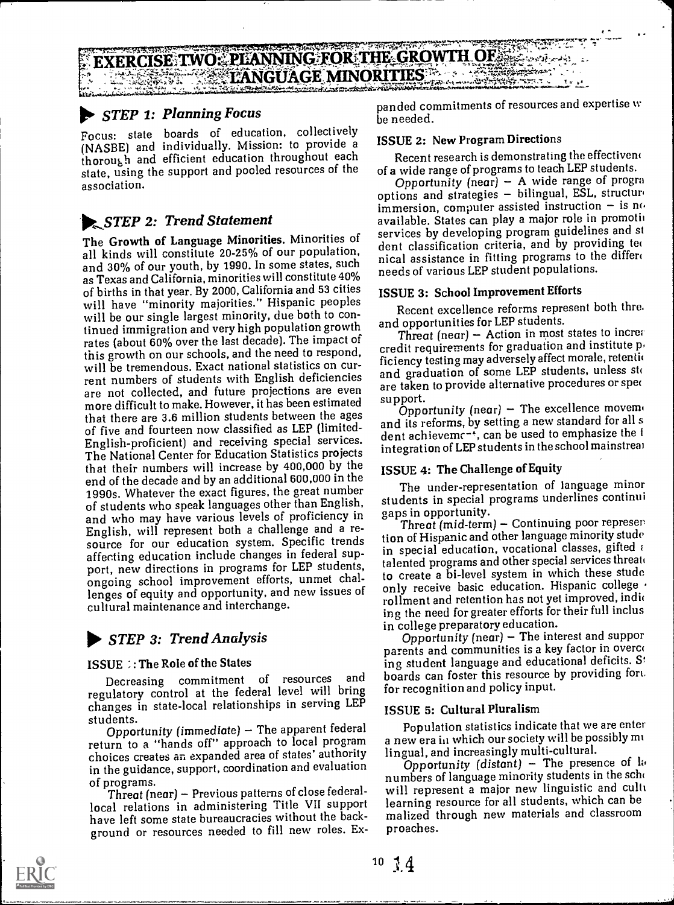# EXERCISE TWO: PLANNING FOR THE GROWTH OF LANGUAGE MINORITIES

## STEP 1: Planning Focus

Focus: state boards of education, collectively (NASBE) and individually. Mission: to provide a thorough and efficient education throughout each state, using the support and pooled resources of the association.

## STEP 2: Trend Statement

**The Growth of Language Minorities.** Minorities of all kinds will constitute 20-25% of our population, and 30% of our youth, by 1990. In some states, such as Texas and California, minorities will constitute 40% of births in that year. By 2000, California and 53 cities will have "minority majorities." Hispanic peoples will be our single largest minority, due both to continued immigration and very high population growth rates (about 60% over the last decade). The impact of this growth on our schools, and the need to respond, will be tremendous. Exact national statistics on current numbers of students with English deficiencies are not collected, and future projections are even more difficult to make. However, it has been estimated that there are 3.6 million students between the ages of five and fourteen now classified as LEP (limited-English-proficient) and receiving special services. The National Center for Education Statistics projects that their numbers will increase by 400,000 by the end of the decade and by an additional 600,000 in the 1990s. Whatever the exact figures, the great number of students who speak languages other than English, and who may have various levels of proficiency in English, will represent both a challenge and a resource for our education system. Specific trends affecting education include changes in federal support, new directions in programs for LEP students, ongoing school improvement efforts, unmet challenges of equity and opportunity, and new issues of cultural maintenance and interchange.

## STEP 3: Trend Analysis

**ISSUE 1: The Role of the States**

Decreasing commitment of resources and regulatory control at the federal level will bring changes in state-local relationships in serving LEP students.

*Opportunity (immediate)* – The apparent federal return to a "hands off" approach to local program choices creates an expanded area of states' authority in the guidance, support, coordination and evaluation of programs.

*Threat (near)* – Previous patterns of close federal-local relations in administering Title VII support have left some state bureaucracies without the background or resources needed to fill new roles. Expanded commitments of resources and expertise w be needed.

**ISSUE 2: New Program Directions**

Recent research is demonstrating the effectiven of a wide range of programs to teach LEP students.

*Opportunity (near)* – A wide range of progra options and strategies – bilingual, ESL, structur immersion, computer assisted instruction – is n available. States can play a major role in promoti services by developing program guidelines and st dent classification criteria, and by providing te nical assistance in fitting programs to the differ needs of various LEP student populations.

**ISSUE 3: School Improvement Efforts**

Recent excellence reforms represent both thre and opportunities for LEP students.

*Threat (near)* – Action in most states to incre credit requirements for graduation and institute p ficiency testing may adversely affect morale, retenti and graduation of some LEP students, unless st are taken to provide alternative procedures or spe support.

*Opportunity (near)* – The excellence movem and its reforms, by setting a new standard for all s dent achievement, can be used to emphasize the f integration of LEP students in the school mainstrea

**ISSUE 4: The Challenge of Equity**

The under-representation of language minor students in special programs underlines continu gaps in opportunity.

*Threat (mid-term)* – Continuing poor represen tion of Hispanic and other language minority stude in special education, vocational classes, gifted talented programs and other special services threat to create a bi-level system in which these stude only receive basic education. Hispanic college rollment and retention has not yet improved, indi ing the need for greater efforts for their full inclus in college preparatory education.

*Opportunity (near)* – The interest and suppor parents and communities is a key factor in overc ing student language and educational deficits. S boards can foster this resource by providing for for recognition and policy input.

**ISSUE 5: Cultural Pluralism**

Population statistics indicate that we are enter a new era in which our society will be possibly m lingual, and increasingly multi-cultural.

*Opportunity (distant)* – The presence of l numbers of language minority students in the sch will represent a major new linguistic and cult learning resource for all students, which can be malized through new materials and classroom proaches.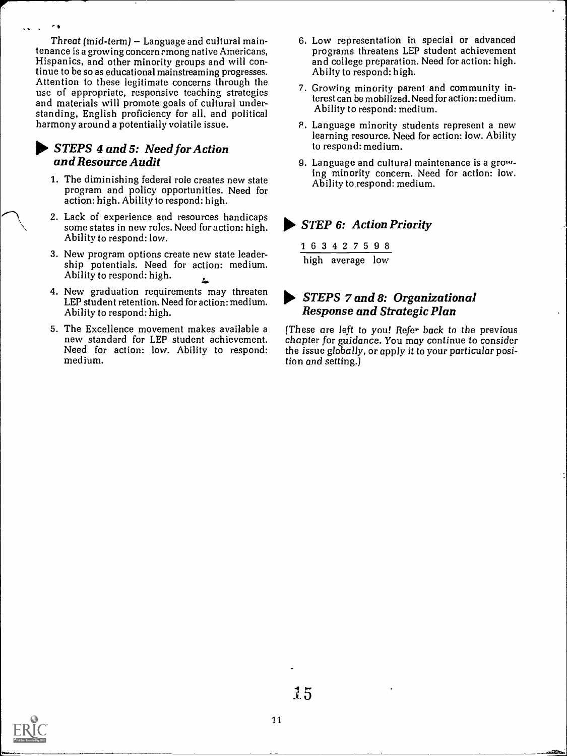*Threat (mid-term)* — Language and cultural maintenance is a growing concern among native Americans, Hispanics, and other minority groups and will continue to be so as educational mainstreaming progresses. Attention to these legitimate concerns through the use of appropriate, responsive teaching strategies and materials will promote goals of cultural understanding, English proficiency for all, and political harmony around a potentially volatile issue.

### *STEPS 4 and 5: Need for Action and Resource Audit*

1. The diminishing federal role creates new state program and policy opportunities. Need for action: high. Ability to respond: high.
2. Lack of experience and resources handicaps some states in new roles. Need for action: high. Ability to respond: low.
3. New program options create new state leadership potentials. Need for action: medium. Ability to respond: high.
4. New graduation requirements may threaten LEP student retention. Need for action: medium. Ability to respond: high.
5. The Excellence movement makes available a new standard for LEP student achievement. Need for action: low. Ability to respond: medium.
6. Low representation in special or advanced programs threatens LEP student achievement and college preparation. Need for action: high. Abilty to respond: high.
7. Growing minority parent and community interest can be mobilized. Need for action: medium. Ability to respond: medium.
8. Language minority students represent a new learning resource. Need for action: low. Ability to respond: medium.
9. Language and cultural maintenance is a growing minority concern. Need for action: low. Ability to respond: medium.

### *STEP 6: Action Priority*

1 6 3 4 2 7 5 9 8

high average low

### *STEPS 7 and 8: Organizational Response and Strategic Plan*

*(These are left to you! Refer back to the previous chapter for guidance. You may continue to consider the issue globally, or apply it to your particular position and setting.)*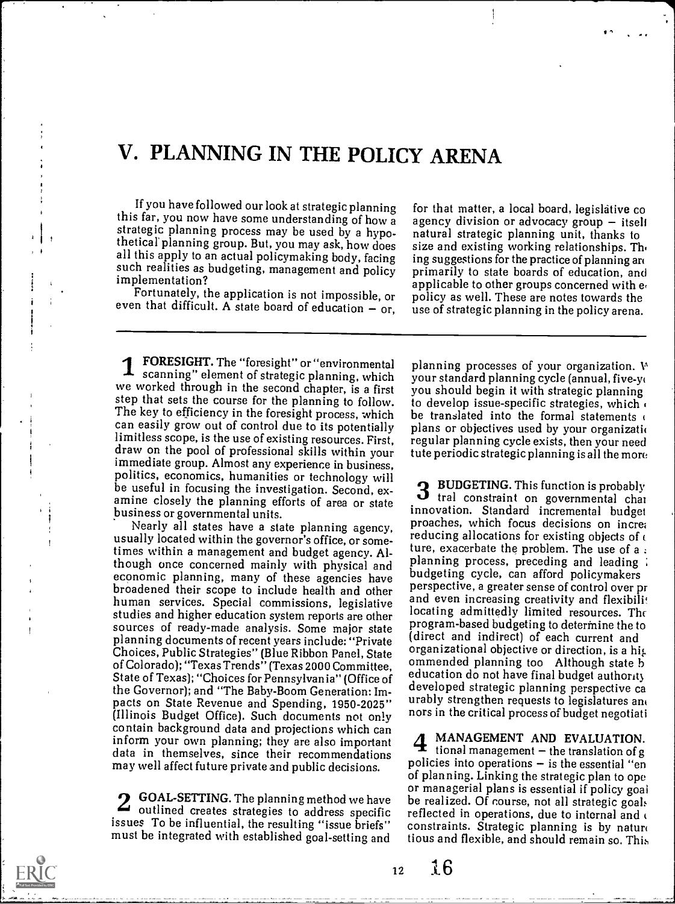# V. PLANNING IN THE POLICY ARENA

If you have followed our look at strategic planning this far, you now have some understanding of how a strategic planning process may be used by a hypothetical planning group. But, you may ask, how does all this apply to an actual policymaking body, facing such realities as budgeting, management and policy implementation?

Fortunately, the application is not impossible, or even that difficult. A state board of education — or, for that matter, a local board, legislative co agency division or advocacy group — itsel natural strategic planning unit, thanks to size and existing working relationships. Th ing suggestions for the practice of planning ar primarily to state boards of education, and applicable to other groups concerned with e policy as well. These are notes towards the use of strategic planning in the policy arena.

**1 FORESIGHT.** The "foresight" or "environmental scanning" element of strategic planning, which we worked through in the second chapter, is a first step that sets the course for the planning to follow. The key to efficiency in the foresight process, which can easily grow out of control due to its potentially limitless scope, is the use of existing resources. First, draw on the pool of professional skills within your immediate group. Almost any experience in business, politics, economics, humanities or technology will be useful in focusing the investigation. Second, examine closely the planning efforts of area or state business or governmental units.

Nearly all states have a state planning agency, usually located within the governor's office, or sometimes within a management and budget agency. Although once concerned mainly with physical and economic planning, many of these agencies have broadened their scope to include health and other human services. Special commissions, legislative studies and higher education system reports are other sources of ready-made analysis. Some major state planning documents of recent years include: "Private Choices, Public Strategies" (Blue Ribbon Panel, State of Colorado); "Texas Trends" (Texas 2000 Committee, State of Texas); "Choices for Pennsylvania" (Office of the Governor); and "The Baby-Boom Generation: Impacts on State Revenue and Spending, 1950-2025" (Illinois Budget Office). Such documents not only contain background data and projections which can inform your own planning; they are also important data in themselves, since their recommendations may well affect future private and public decisions.

**2 GOAL-SETTING.** The planning method we have outlined creates strategies to address specific issues To be influential, the resulting "issue briefs" must be integrated with established goal-setting and planning processes of your organization. W your standard planning cycle (annual, five-y you should begin it with strategic planning to develop issue-specific strategies, which be translated into the formal statements plans or objectives used by your organizati regular planning cycle exists, then your need tute periodic strategic planning is all the more

**3 BUDGETING.** This function is probably tral constraint on governmental cha innovation. Standard incremental budget proaches, which focus decisions on incre reducing allocations for existing objects of ture, exacerbate the problem. The use of a planning process, preceding and leading budgeting cycle, can afford policymakers perspective, a greater sense of control over pr and even increasing creativity and flexibili locating admittedly limited resources. The program-based budgeting to determine the to (direct and indirect) of each current and organizational objective or direction, is a hi ommended planning too Although state b education do not have final budget authority developed strategic planning perspective ca urably strengthen requests to legislatures an nors in the critical process of budget negotiati

**4 MANAGEMENT AND EVALUATION.** tional management — the translation of g policies into operations — is the essential "en of planning. Linking the strategic plan to ope or managerial plans is essential if policy goal be realized. Of course, not all strategic goal reflected in operations, due to internal and constraints. Strategic planning is by natur tious and flexible, and should remain so. This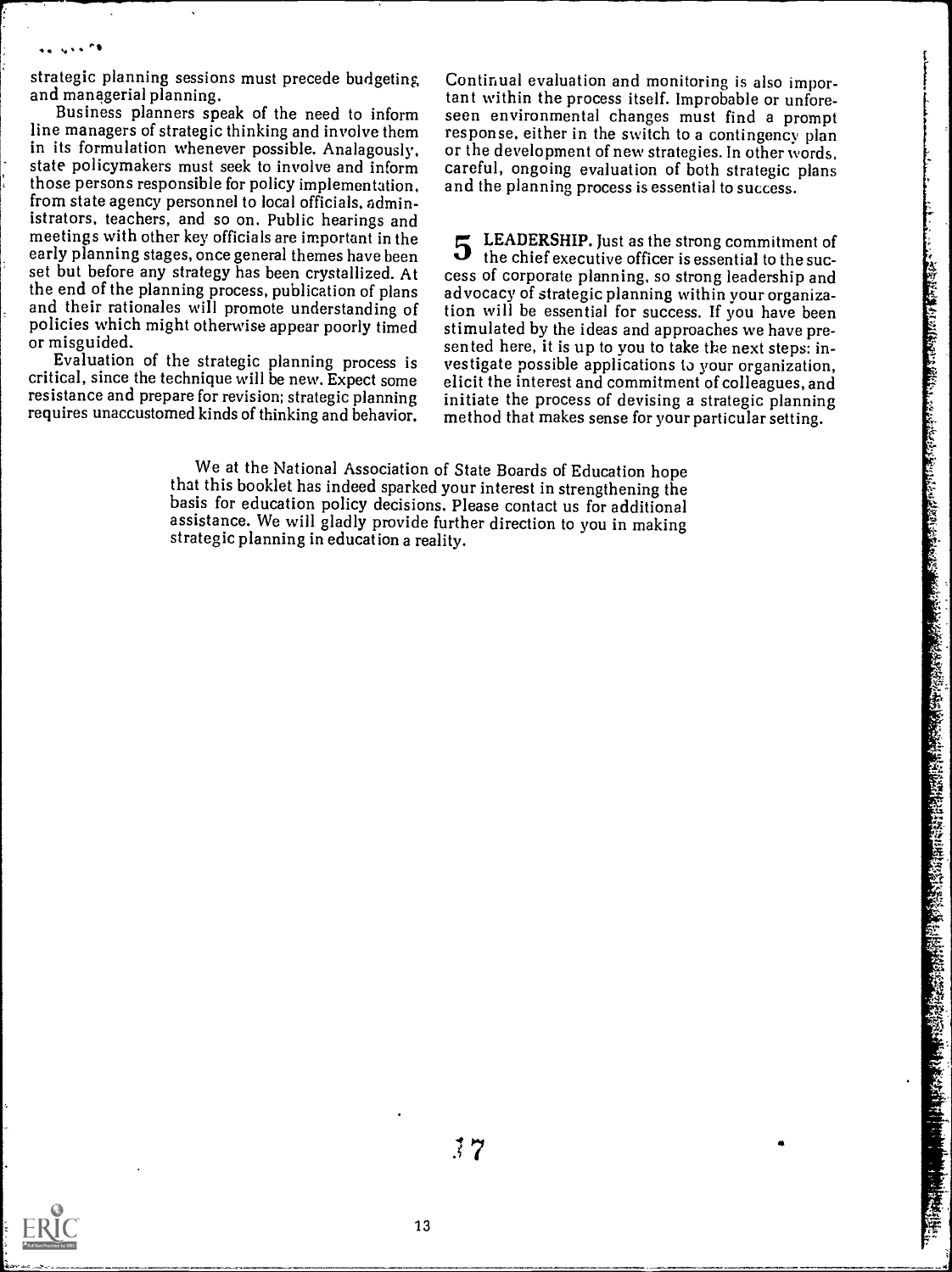strategic planning sessions must precede budgeting and managerial planning.

Business planners speak of the need to inform line managers of strategic thinking and involve them in its formulation whenever possible. Analagously, state policymakers must seek to involve and inform those persons responsible for policy implementation, from state agency personnel to local officials, administrators, teachers, and so on. Public hearings and meetings with other key officials are important in the early planning stages, once general themes have been set but before any strategy has been crystallized. At the end of the planning process, publication of plans and their rationales will promote understanding of policies which might otherwise appear poorly timed or misguided.

Evaluation of the strategic planning process is critical, since the technique will be new. Expect some resistance and prepare for revision; strategic planning requires unaccustomed kinds of thinking and behavior. Continual evaluation and monitoring is also important within the process itself. Improbable or unforeseen environmental changes must find a prompt response, either in the switch to a contingency plan or the development of new strategies. In other words, careful, ongoing evaluation of both strategic plans and the planning process is essential to success.

**5 LEADERSHIP.** Just as the strong commitment of the chief executive officer is essential to the success of corporate planning, so strong leadership and advocacy of strategic planning within your organization will be essential for success. If you have been stimulated by the ideas and approaches we have presented here, it is up to you to take the next steps: investigate possible applications to your organization, elicit the interest and commitment of colleagues, and initiate the process of devising a strategic planning method that makes sense for your particular setting.

We at the National Association of State Boards of Education hope that this booklet has indeed sparked your interest in strengthening the basis for education policy decisions. Please contact us for additional assistance. We will gladly provide further direction to you in making strategic planning in education a reality.